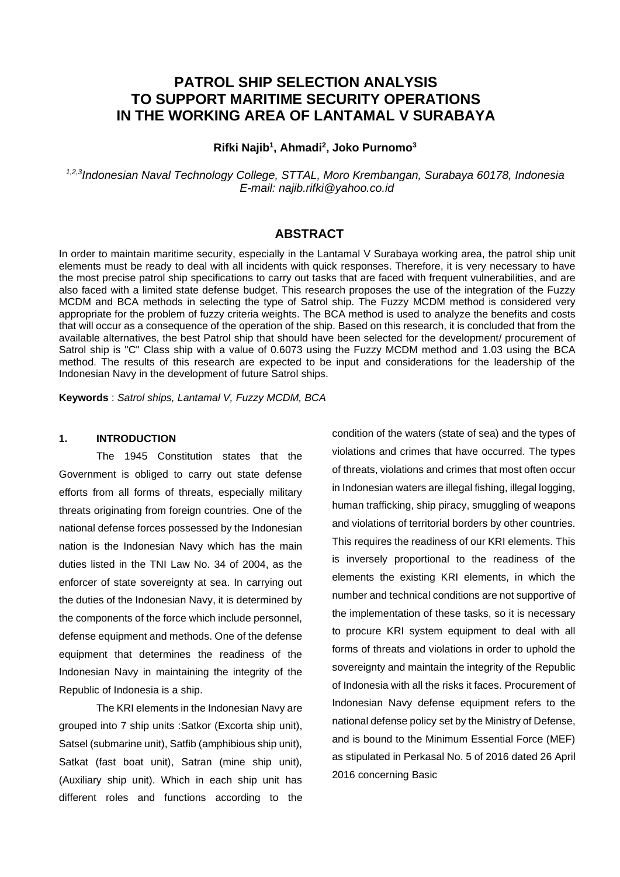# PATROL SHIP SELECTION ANALYSIS TO SUPPORT MARITIME SECURITY OPERATIONS IN THE WORKING AREA OF LANTAMAL V SURABAYA

**Rifki Najib[1], Ahmadi[2], Joko Purnomo[3]**

*[1,2,3]Indonesian Naval Technology College, STTAL, Moro Krembangan, Surabaya 60178, Indonesia*
*E-mail: najib.rifki@yahoo.co.id*

## ABSTRACT

In order to maintain maritime security, especially in the Lantamal V Surabaya working area, the patrol ship unit elements must be ready to deal with all incidents with quick responses. Therefore, it is very necessary to have the most precise patrol ship specifications to carry out tasks that are faced with frequent vulnerabilities, and are also faced with a limited state defense budget. This research proposes the use of the integration of the Fuzzy MCDM and BCA methods in selecting the type of Satrol ship. The Fuzzy MCDM method is considered very appropriate for the problem of fuzzy criteria weights. The BCA method is used to analyze the benefits and costs that will occur as a consequence of the operation of the ship. Based on this research, it is concluded that from the available alternatives, the best Patrol ship that should have been selected for the development/ procurement of Satrol ship is "C" Class ship with a value of 0.6073 using the Fuzzy MCDM method and 1.03 using the BCA method. The results of this research are expected to be input and considerations for the leadership of the Indonesian Navy in the development of future Satrol ships.

**Keywords** : *Satrol ships, Lantamal V, Fuzzy MCDM, BCA*

## 1. INTRODUCTION

The 1945 Constitution states that the Government is obliged to carry out state defense efforts from all forms of threats, especially military threats originating from foreign countries. One of the national defense forces possessed by the Indonesian nation is the Indonesian Navy which has the main duties listed in the TNI Law No. 34 of 2004, as the enforcer of state sovereignty at sea. In carrying out the duties of the Indonesian Navy, it is determined by the components of the force which include personnel, defense equipment and methods. One of the defense equipment that determines the readiness of the Indonesian Navy in maintaining the integrity of the Republic of Indonesia is a ship.

The KRI elements in the Indonesian Navy are grouped into 7 ship units :Satkor (Excorta ship unit), Satsel (submarine unit), Satfib (amphibious ship unit), Satkat (fast boat unit), Satran (mine ship unit), (Auxiliary ship unit). Which in each ship unit has different roles and functions according to the condition of the waters (state of sea) and the types of violations and crimes that have occurred. The types of threats, violations and crimes that most often occur in Indonesian waters are illegal fishing, illegal logging, human trafficking, ship piracy, smuggling of weapons and violations of territorial borders by other countries. This requires the readiness of our KRI elements. This is inversely proportional to the readiness of the elements the existing KRI elements, in which the number and technical conditions are not supportive of the implementation of these tasks, so it is necessary to procure KRI system equipment to deal with all forms of threats and violations in order to uphold the sovereignty and maintain the integrity of the Republic of Indonesia with all the risks it faces. Procurement of Indonesian Navy defense equipment refers to the national defense policy set by the Ministry of Defense, and is bound to the Minimum Essential Force (MEF) as stipulated in Perkasal No. 5 of 2016 dated 26 April 2016 concerning Basic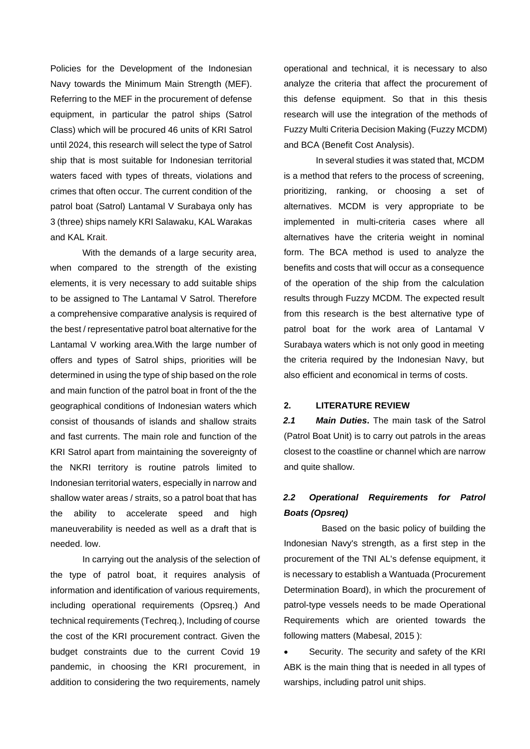Policies for the Development of the Indonesian Navy towards the Minimum Main Strength (MEF). Referring to the MEF in the procurement of defense equipment, in particular the patrol ships (Satrol Class) which will be procured 46 units of KRI Satrol until 2024, this research will select the type of Satrol ship that is most suitable for Indonesian territorial waters faced with types of threats, violations and crimes that often occur. The current condition of the patrol boat (Satrol) Lantamal V Surabaya only has 3 (three) ships namely KRI Salawaku, KAL Warakas and KAL Krait.

With the demands of a large security area, when compared to the strength of the existing elements, it is very necessary to add suitable ships to be assigned to The Lantamal V Satrol. Therefore a comprehensive comparative analysis is required of the best / representative patrol boat alternative for the Lantamal V working area.With the large number of offers and types of Satrol ships, priorities will be determined in using the type of ship based on the role and main function of the patrol boat in front of the the geographical conditions of Indonesian waters which consist of thousands of islands and shallow straits and fast currents. The main role and function of the KRI Satrol apart from maintaining the sovereignty of the NKRI territory is routine patrols limited to Indonesian territorial waters, especially in narrow and shallow water areas / straits, so a patrol boat that has the ability to accelerate speed and high maneuverability is needed as well as a draft that is needed. low.

In carrying out the analysis of the selection of the type of patrol boat, it requires analysis of information and identification of various requirements, including operational requirements (Opsreq.) And technical requirements (Techreq.), Including of course the cost of the KRI procurement contract. Given the budget constraints due to the current Covid 19 pandemic, in choosing the KRI procurement, in addition to considering the two requirements, namely operational and technical, it is necessary to also analyze the criteria that affect the procurement of this defense equipment. So that in this thesis research will use the integration of the methods of Fuzzy Multi Criteria Decision Making (Fuzzy MCDM) and BCA (Benefit Cost Analysis).

In several studies it was stated that, MCDM is a method that refers to the process of screening, prioritizing, ranking, or choosing a set of alternatives. MCDM is very appropriate to be implemented in multi-criteria cases where all alternatives have the criteria weight in nominal form. The BCA method is used to analyze the benefits and costs that will occur as a consequence of the operation of the ship from the calculation results through Fuzzy MCDM. The expected result from this research is the best alternative type of patrol boat for the work area of Lantamal V Surabaya waters which is not only good in meeting the criteria required by the Indonesian Navy, but also efficient and economical in terms of costs.

## 2. LITERATURE REVIEW

***2.1 Main Duties*.** The main task of the Satrol (Patrol Boat Unit) is to carry out patrols in the areas closest to the coastline or channel which are narrow and quite shallow.

### *2.2 Operational Requirements for Patrol Boats (Opsreq)*

Based on the basic policy of building the Indonesian Navy's strength, as a first step in the procurement of the TNI AL's defense equipment, it is necessary to establish a Wantuada (Procurement Determination Board), in which the procurement of patrol-type vessels needs to be made Operational Requirements which are oriented towards the following matters (Mabesal, 2015 ):

- Security. The security and safety of the KRI ABK is the main thing that is needed in all types of warships, including patrol unit ships.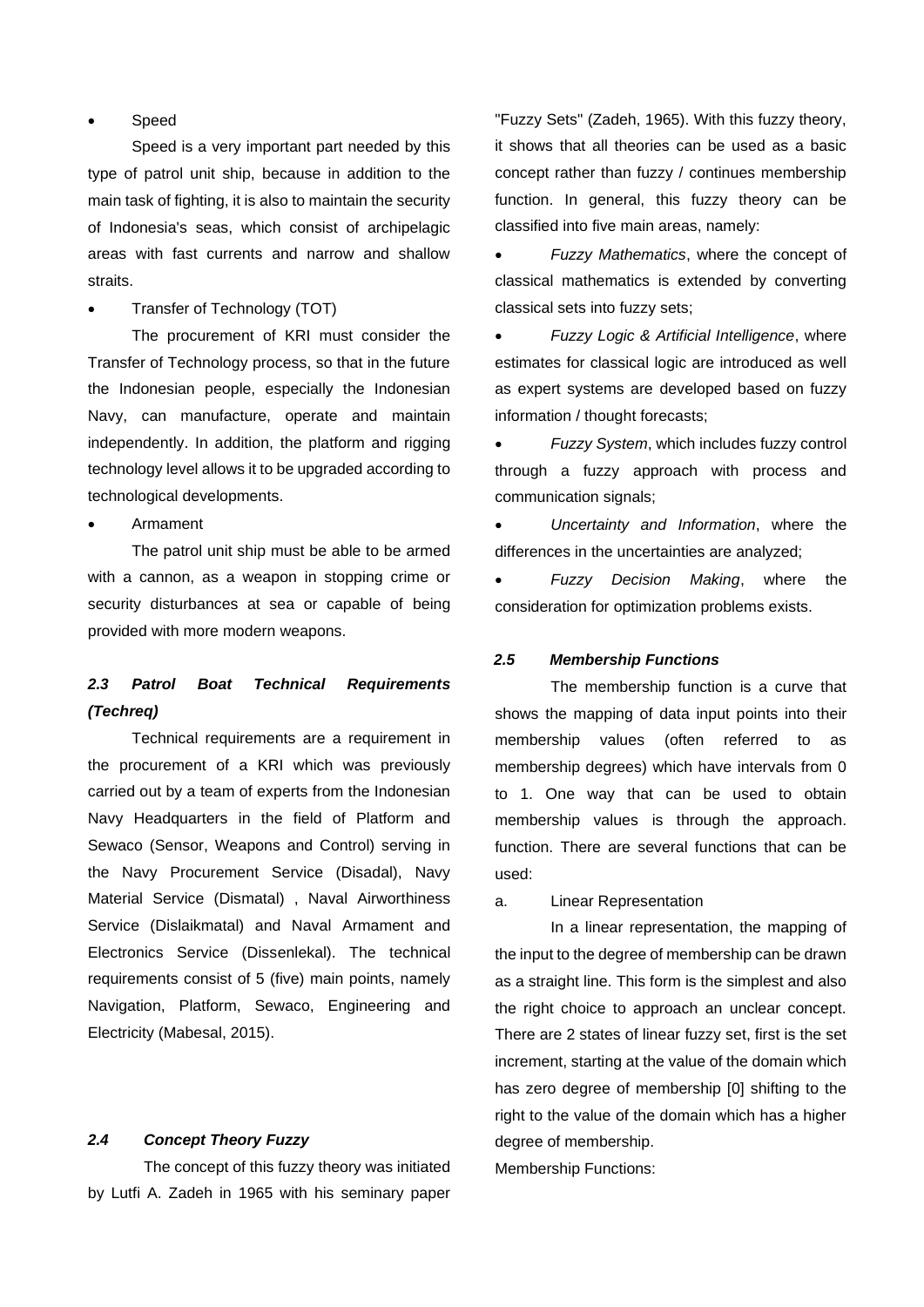- Speed

Speed is a very important part needed by this type of patrol unit ship, because in addition to the main task of fighting, it is also to maintain the security of Indonesia's seas, which consist of archipelagic areas with fast currents and narrow and shallow straits.

- Transfer of Technology (TOT)

The procurement of KRI must consider the Transfer of Technology process, so that in the future the Indonesian people, especially the Indonesian Navy, can manufacture, operate and maintain independently. In addition, the platform and rigging technology level allows it to be upgraded according to technological developments.

- Armament

The patrol unit ship must be able to be armed with a cannon, as a weapon in stopping crime or security disturbances at sea or capable of being provided with more modern weapons.

### *2.3 Patrol Boat Technical Requirements (Techreq)*

Technical requirements are a requirement in the procurement of a KRI which was previously carried out by a team of experts from the Indonesian Navy Headquarters in the field of Platform and Sewaco (Sensor, Weapons and Control) serving in the Navy Procurement Service (Disadal), Navy Material Service (Dismatal) , Naval Airworthiness Service (Dislaikmatal) and Naval Armament and Electronics Service (Dissenlekal). The technical requirements consist of 5 (five) main points, namely Navigation, Platform, Sewaco, Engineering and Electricity (Mabesal, 2015).

### *2.4 Concept Theory Fuzzy*

The concept of this fuzzy theory was initiated by Lutfi A. Zadeh in 1965 with his seminary paper "Fuzzy Sets" (Zadeh, 1965). With this fuzzy theory, it shows that all theories can be used as a basic concept rather than fuzzy / continues membership function. In general, this fuzzy theory can be classified into five main areas, namely:

- *Fuzzy Mathematics*, where the concept of classical mathematics is extended by converting classical sets into fuzzy sets;
- *Fuzzy Logic & Artificial Intelligence*, where estimates for classical logic are introduced as well as expert systems are developed based on fuzzy information / thought forecasts;
- *Fuzzy System*, which includes fuzzy control through a fuzzy approach with process and communication signals;
- *Uncertainty and Information*, where the differences in the uncertainties are analyzed;
- *Fuzzy Decision Making*, where the consideration for optimization problems exists.

### *2.5 Membership Functions*

The membership function is a curve that shows the mapping of data input points into their membership values (often referred to as membership degrees) which have intervals from 0 to 1. One way that can be used to obtain membership values is through the approach. function. There are several functions that can be used:

a. Linear Representation

In a linear representation, the mapping of the input to the degree of membership can be drawn as a straight line. This form is the simplest and also the right choice to approach an unclear concept. There are 2 states of linear fuzzy set, first is the set increment, starting at the value of the domain which has zero degree of membership [0] shifting to the right to the value of the domain which has a higher degree of membership.

Membership Functions: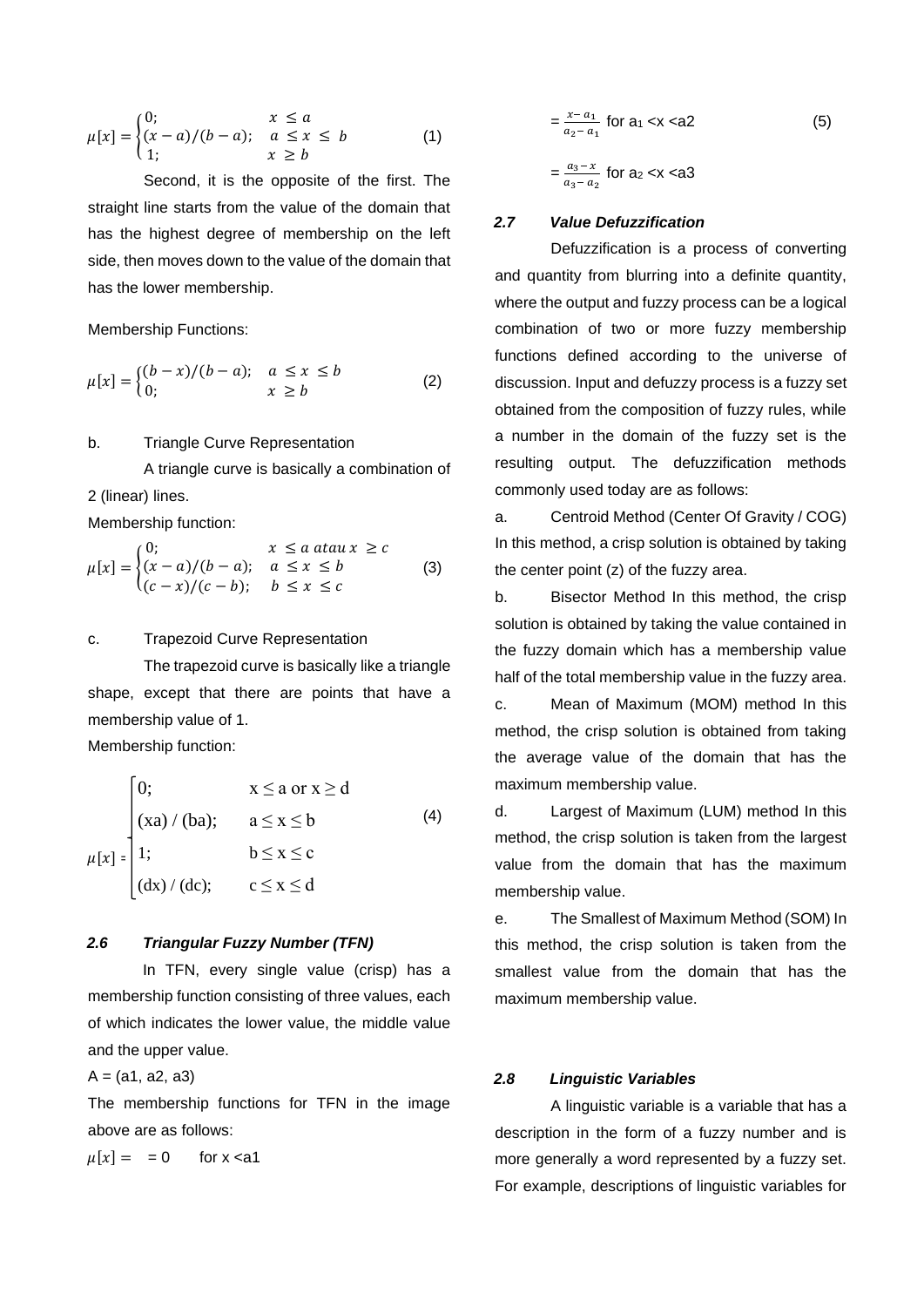$$\mu[x] = \begin{cases} 0; & x \leq a \\ (x-a)/(b-a); & a \leq x \leq b \\ 1; & x \geq b \end{cases} \quad (1)$$

Second, it is the opposite of the first. The straight line starts from the value of the domain that has the highest degree of membership on the left side, then moves down to the value of the domain that has the lower membership.

Membership Functions:

$$\mu[x] = \begin{cases} (b-x)/(b-a); & a \leq x \leq b \\ 0; & x \geq b \end{cases} \quad (2)$$

b. Triangle Curve Representation

A triangle curve is basically a combination of 2 (linear) lines.

Membership function:

$$\mu[x] = \begin{cases} 0; & x \leq a \text{ atau } x \geq c \\ (x-a)/(b-a); & a \leq x \leq b \\ (c-x)/(c-b); & b \leq x \leq c \end{cases} \quad (3)$$

c. Trapezoid Curve Representation

The trapezoid curve is basically like a triangle shape, except that there are points that have a membership value of 1.

Membership function:

$$\mu[x] = \begin{cases} 0; & x \leq a \text{ or } x \geq d \\ (xa)/(ba); & a \leq x \leq b \\ 1; & b \leq x \leq c \\ (dx)/(dc); & c \leq x \leq d \end{cases} \quad (4)$$

### 2.6 Triangular Fuzzy Number (TFN)

In TFN, every single value (crisp) has a membership function consisting of three values, each of which indicates the lower value, the middle value and the upper value.

A = (a1, a2, a3)

The membership functions for TFN in the image above are as follows:

$\mu[x] = \;= 0$ for $x < a_1$

$= \frac{x - a_1}{a_2 - a_1}$ for $a_1 < x < a_2$ (5)

$= \frac{a_3 - x}{a_3 - a_2}$ for $a_2 < x < a_3$

### 2.7 Value Defuzzification

Defuzzification is a process of converting and quantity from blurring into a definite quantity, where the output and fuzzy process can be a logical combination of two or more fuzzy membership functions defined according to the universe of discussion. Input and defuzzy process is a fuzzy set obtained from the composition of fuzzy rules, while a number in the domain of the fuzzy set is the resulting output. The defuzzification methods commonly used today are as follows:

a. Centroid Method (Center Of Gravity / COG) In this method, a crisp solution is obtained by taking the center point (z) of the fuzzy area.

b. Bisector Method In this method, the crisp solution is obtained by taking the value contained in the fuzzy domain which has a membership value half of the total membership value in the fuzzy area.

c. Mean of Maximum (MOM) method In this method, the crisp solution is obtained from taking the average value of the domain that has the maximum membership value.

d. Largest of Maximum (LUM) method In this method, the crisp solution is taken from the largest value from the domain that has the maximum membership value.

e. The Smallest of Maximum Method (SOM) In this method, the crisp solution is taken from the smallest value from the domain that has the maximum membership value.

### 2.8 Linguistic Variables

A linguistic variable is a variable that has a description in the form of a fuzzy number and is more generally a word represented by a fuzzy set. For example, descriptions of linguistic variables for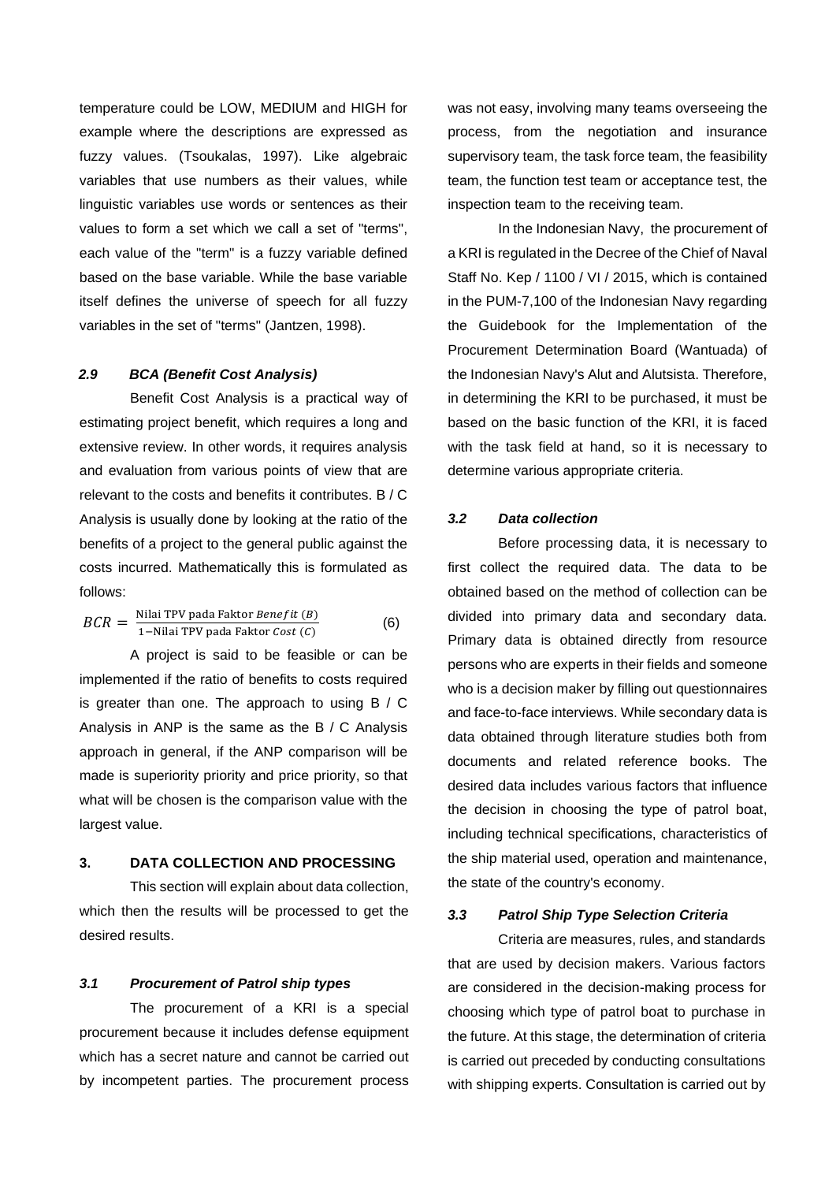temperature could be LOW, MEDIUM and HIGH for example where the descriptions are expressed as fuzzy values. (Tsoukalas, 1997). Like algebraic variables that use numbers as their values, while linguistic variables use words or sentences as their values to form a set which we call a set of "terms", each value of the "term" is a fuzzy variable defined based on the base variable. While the base variable itself defines the universe of speech for all fuzzy variables in the set of "terms" (Jantzen, 1998).

### *2.9 BCA (Benefit Cost Analysis)*

Benefit Cost Analysis is a practical way of estimating project benefit, which requires a long and extensive review. In other words, it requires analysis and evaluation from various points of view that are relevant to the costs and benefits it contributes. B / C Analysis is usually done by looking at the ratio of the benefits of a project to the general public against the costs incurred. Mathematically this is formulated as follows:

$$BCR = \frac{\text{Nilai TPV pada Faktor } Benefit\ (B)}{1 - \text{Nilai TPV pada Faktor } Cost\ (C)} \quad (6)$$

A project is said to be feasible or can be implemented if the ratio of benefits to costs required is greater than one. The approach to using B / C Analysis in ANP is the same as the B / C Analysis approach in general, if the ANP comparison will be made is superiority priority and price priority, so that what will be chosen is the comparison value with the largest value.

## 3. DATA COLLECTION AND PROCESSING

This section will explain about data collection, which then the results will be processed to get the desired results.

### *3.1 Procurement of Patrol ship types*

The procurement of a KRI is a special procurement because it includes defense equipment which has a secret nature and cannot be carried out by incompetent parties. The procurement process was not easy, involving many teams overseeing the process, from the negotiation and insurance supervisory team, the task force team, the feasibility team, the function test team or acceptance test, the inspection team to the receiving team.

In the Indonesian Navy, the procurement of a KRI is regulated in the Decree of the Chief of Naval Staff No. Kep / 1100 / VI / 2015, which is contained in the PUM-7,100 of the Indonesian Navy regarding the Guidebook for the Implementation of the Procurement Determination Board (Wantuada) of the Indonesian Navy's Alut and Alutsista. Therefore, in determining the KRI to be purchased, it must be based on the basic function of the KRI, it is faced with the task field at hand, so it is necessary to determine various appropriate criteria.

### *3.2 Data collection*

Before processing data, it is necessary to first collect the required data. The data to be obtained based on the method of collection can be divided into primary data and secondary data. Primary data is obtained directly from resource persons who are experts in their fields and someone who is a decision maker by filling out questionnaires and face-to-face interviews. While secondary data is data obtained through literature studies both from documents and related reference books. The desired data includes various factors that influence the decision in choosing the type of patrol boat, including technical specifications, characteristics of the ship material used, operation and maintenance, the state of the country's economy.

### *3.3 Patrol Ship Type Selection Criteria*

Criteria are measures, rules, and standards that are used by decision makers. Various factors are considered in the decision-making process for choosing which type of patrol boat to purchase in the future. At this stage, the determination of criteria is carried out preceded by conducting consultations with shipping experts. Consultation is carried out by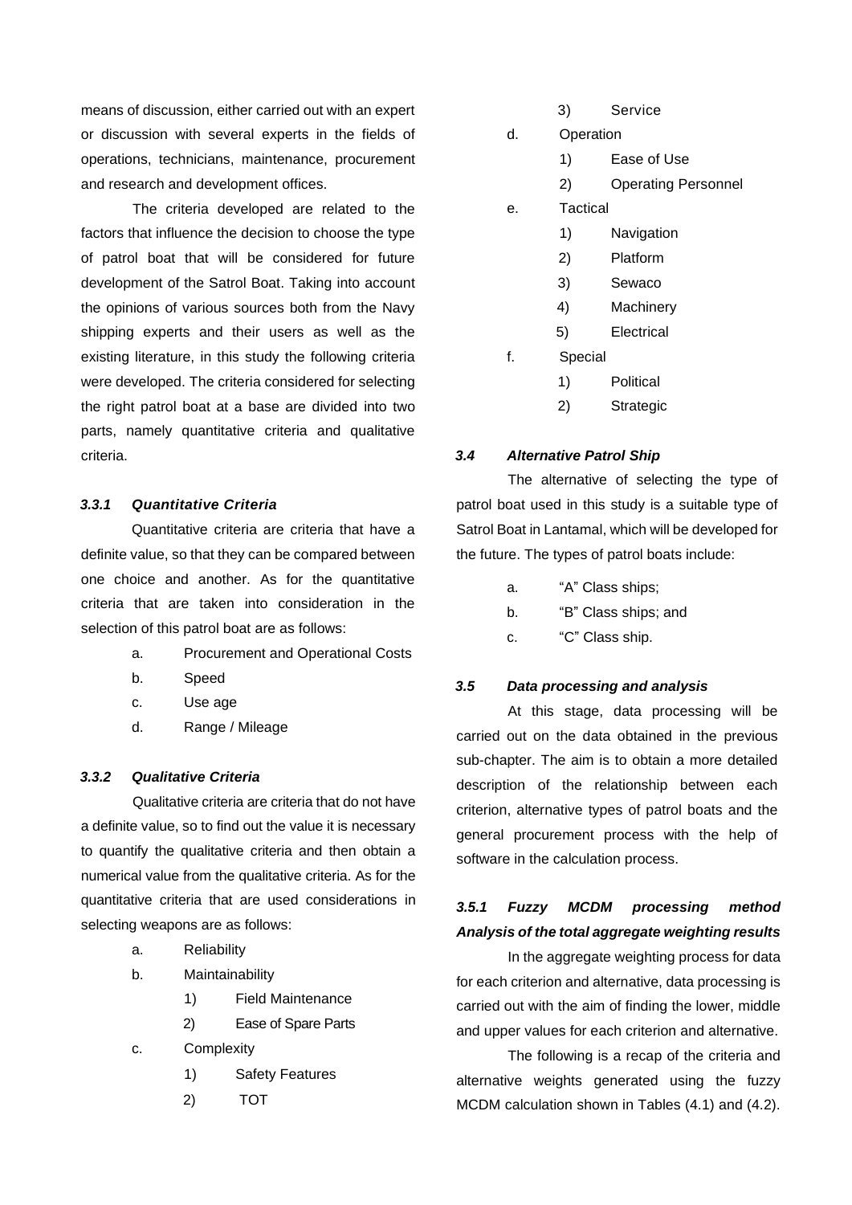means of discussion, either carried out with an expert or discussion with several experts in the fields of operations, technicians, maintenance, procurement and research and development offices.

The criteria developed are related to the factors that influence the decision to choose the type of patrol boat that will be considered for future development of the Satrol Boat. Taking into account the opinions of various sources both from the Navy shipping experts and their users as well as the existing literature, in this study the following criteria were developed. The criteria considered for selecting the right patrol boat at a base are divided into two parts, namely quantitative criteria and qualitative criteria.

#### *3.3.1 Quantitative Criteria*

Quantitative criteria are criteria that have a definite value, so that they can be compared between one choice and another. As for the quantitative criteria that are taken into consideration in the selection of this patrol boat are as follows:

a. Procurement and Operational Costs
b. Speed
c. Use age
d. Range / Mileage

#### *3.3.2 Qualitative Criteria*

Qualitative criteria are criteria that do not have a definite value, so to find out the value it is necessary to quantify the qualitative criteria and then obtain a numerical value from the qualitative criteria. As for the quantitative criteria that are used considerations in selecting weapons are as follows:

a. Reliability
b. Maintainability
   1) Field Maintenance
   2) Ease of Spare Parts
c. Complexity
   1) Safety Features
   2) TOT
   3) Service
d. Operation
   1) Ease of Use
   2) Operating Personnel
e. Tactical
   1) Navigation
   2) Platform
   3) Sewaco
   4) Machinery
   5) Electrical
f. Special
   1) Political
   2) Strategic

### *3.4 Alternative Patrol Ship*

The alternative of selecting the type of patrol boat used in this study is a suitable type of Satrol Boat in Lantamal, which will be developed for the future. The types of patrol boats include:

a. "A" Class ships;
b. "B" Class ships; and
c. "C" Class ship.

### *3.5 Data processing and analysis*

At this stage, data processing will be carried out on the data obtained in the previous sub-chapter. The aim is to obtain a more detailed description of the relationship between each criterion, alternative types of patrol boats and the general procurement process with the help of software in the calculation process.

#### *3.5.1 Fuzzy MCDM processing method Analysis of the total aggregate weighting results*

In the aggregate weighting process for data for each criterion and alternative, data processing is carried out with the aim of finding the lower, middle and upper values for each criterion and alternative.

The following is a recap of the criteria and alternative weights generated using the fuzzy MCDM calculation shown in Tables (4.1) and (4.2).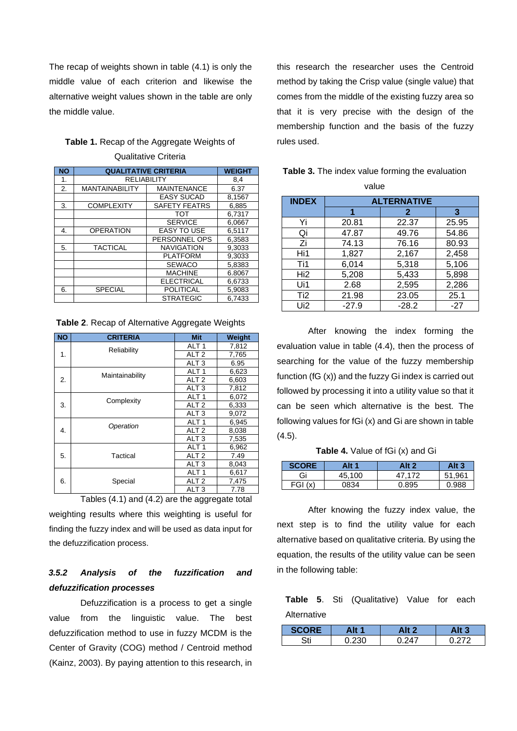The recap of weights shown in table (4.1) is only the middle value of each criterion and likewise the alternative weight values shown in the table are only the middle value.

**Table 1.** Recap of the Aggregate Weights of Qualitative Criteria

| NO | QUALITATIVE CRITERIA | | WEIGHT |
|---|---|---|---|
| 1. | RELIABILITY | | 8,4 |
| 2. | MANTAINABILITY | MAINTENANCE | 6.37 |
| | | EASY SUCAD | 8,1567 |
| 3. | COMPLEXITY | SAFETY FEATRS | 6,885 |
| | | TOT | 6,7317 |
| | | SERVICE | 6,0667 |
| 4. | OPERATION | EASY TO USE | 6,5117 |
| | | PERSONNEL OPS | 6,3583 |
| 5. | TACTICAL | NAVIGATION | 9,3033 |
| | | PLATFORM | 9,3033 |
| | | SEWACO | 5,8383 |
| | | MACHINE | 6.8067 |
| | | ELECTRICAL | 6,6733 |
| 6. | SPECIAL | POLITICAL | 5,9083 |
| | | STRATEGIC | 6,7433 |

**Table 2**. Recap of Alternative Aggregate Weights

| NO | CRITERIA | Mit | Weight |
|---|---|---|---|
| 1. | Reliability | ALT 1 | 7,812 |
| | | ALT 2 | 7,765 |
| | | ALT 3 | 6.95 |
| 2. | Maintainability | ALT 1 | 6,623 |
| | | ALT 2 | 6,603 |
| | | ALT 3 | 7,812 |
| 3. | Complexity | ALT 1 | 6,072 |
| | | ALT 2 | 6,333 |
| | | ALT 3 | 9,072 |
| 4. | *Operation* | ALT 1 | 6,945 |
| | | ALT 2 | 8,038 |
| | | ALT 3 | 7,535 |
| 5. | Tactical | ALT 1 | 6,962 |
| | | ALT 2 | 7.49 |
| | | ALT 3 | 8,043 |
| 6. | Special | ALT 1 | 6,617 |
| | | ALT 2 | 7,475 |
| | | ALT 3 | 7.78 |

Tables (4.1) and (4.2) are the aggregate total weighting results where this weighting is useful for finding the fuzzy index and will be used as data input for the defuzzification process.

### *3.5.2 Analysis of the fuzzification and defuzzification processes*

Defuzzification is a process to get a single value from the linguistic value. The best defuzzification method to use in fuzzy MCDM is the Center of Gravity (COG) method / Centroid method (Kainz, 2003). By paying attention to this research, in this research the researcher uses the Centroid method by taking the Crisp value (single value) that comes from the middle of the existing fuzzy area so that it is very precise with the design of the membership function and the basis of the fuzzy rules used.

**Table 3.** The index value forming the evaluation value

| INDEX | ALTERNATIVE | | |
|---|---|---|---|
| | 1 | 2 | 3 |
| Yi | 20.81 | 22.37 | 25.95 |
| Qi | 47.87 | 49.76 | 54.86 |
| Zi | 74.13 | 76.16 | 80.93 |
| Hi1 | 1,827 | 2,167 | 2,458 |
| Ti1 | 6,014 | 5,318 | 5,106 |
| Hi2 | 5,208 | 5,433 | 5,898 |
| Ui1 | 2.68 | 2,595 | 2,286 |
| Ti2 | 21.98 | 23.05 | 25.1 |
| Ui2 | -27.9 | -28.2 | -27 |

After knowing the index forming the evaluation value in table (4.4), then the process of searching for the value of the fuzzy membership function (fG (x)) and the fuzzy Gi index is carried out followed by processing it into a utility value so that it can be seen which alternative is the best. The following values for fGi (x) and Gi are shown in table (4.5).

**Table 4.** Value of fGi (x) and Gi

| SCORE | Alt 1 | Alt 2 | Alt 3 |
|---|---|---|---|
| Gi | 45,100 | 47,172 | 51,961 |
| FGI (x) | 0834 | 0.895 | 0.988 |

After knowing the fuzzy index value, the next step is to find the utility value for each alternative based on qualitative criteria. By using the equation, the results of the utility value can be seen in the following table:

**Table 5**. Sti (Qualitative) Value for each Alternative

| SCORE | Alt 1 | Alt 2 | Alt 3 |
|---|---|---|---|
| Sti | 0.230 | 0.247 | 0.272 |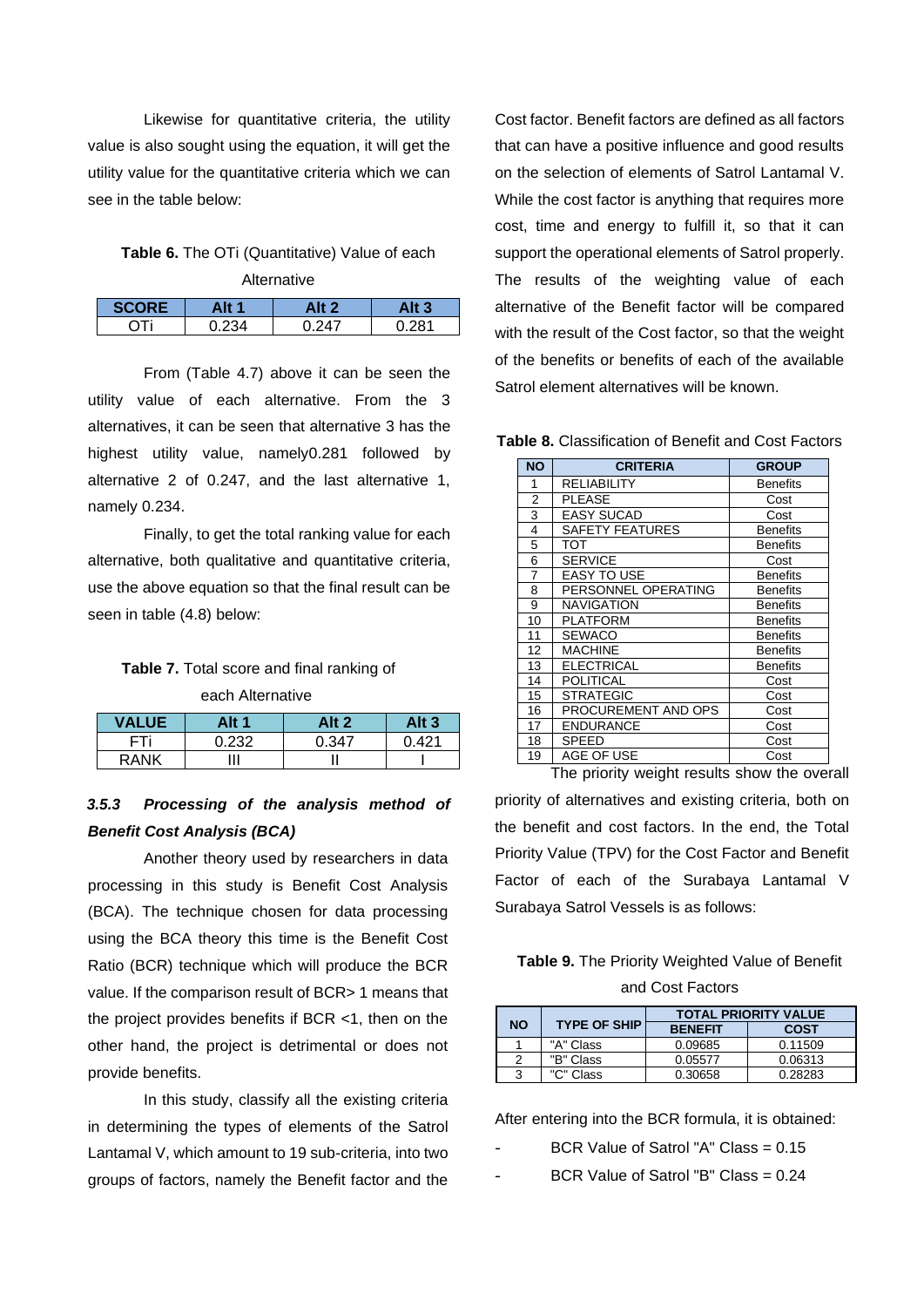Likewise for quantitative criteria, the utility value is also sought using the equation, it will get the utility value for the quantitative criteria which we can see in the table below:

**Table 6.** The OTi (Quantitative) Value of each Alternative

| SCORE | Alt 1 | Alt 2 | Alt 3 |
|---|---|---|---|
| OTi | 0.234 | 0.247 | 0.281 |

From (Table 4.7) above it can be seen the utility value of each alternative. From the 3 alternatives, it can be seen that alternative 3 has the highest utility value, namely0.281 followed by alternative 2 of 0.247, and the last alternative 1, namely 0.234.

Finally, to get the total ranking value for each alternative, both qualitative and quantitative criteria, use the above equation so that the final result can be seen in table (4.8) below:

**Table 7.** Total score and final ranking of each Alternative

| VALUE | Alt 1 | Alt 2 | Alt 3 |
|---|---|---|---|
| FTi | 0.232 | 0.347 | 0.421 |
| RANK | III | II | I |

### *3.5.3 Processing of the analysis method of Benefit Cost Analysis (BCA)*

Another theory used by researchers in data processing in this study is Benefit Cost Analysis (BCA). The technique chosen for data processing using the BCA theory this time is the Benefit Cost Ratio (BCR) technique which will produce the BCR value. If the comparison result of BCR> 1 means that the project provides benefits if BCR <1, then on the other hand, the project is detrimental or does not provide benefits.

In this study, classify all the existing criteria in determining the types of elements of the Satrol Lantamal V, which amount to 19 sub-criteria, into two groups of factors, namely the Benefit factor and the Cost factor. Benefit factors are defined as all factors that can have a positive influence and good results on the selection of elements of Satrol Lantamal V. While the cost factor is anything that requires more cost, time and energy to fulfill it, so that it can support the operational elements of Satrol properly. The results of the weighting value of each alternative of the Benefit factor will be compared with the result of the Cost factor, so that the weight of the benefits or benefits of each of the available Satrol element alternatives will be known.

**Table 8.** Classification of Benefit and Cost Factors

| NO | CRITERIA | GROUP |
|---|---|---|
| 1 | RELIABILITY | Benefits |
| 2 | PLEASE | Cost |
| 3 | EASY SUCAD | Cost |
| 4 | SAFETY FEATURES | Benefits |
| 5 | TOT | Benefits |
| 6 | SERVICE | Cost |
| 7 | EASY TO USE | Benefits |
| 8 | PERSONNEL OPERATING | Benefits |
| 9 | NAVIGATION | Benefits |
| 10 | PLATFORM | Benefits |
| 11 | SEWACO | Benefits |
| 12 | MACHINE | Benefits |
| 13 | ELECTRICAL | Benefits |
| 14 | POLITICAL | Cost |
| 15 | STRATEGIC | Cost |
| 16 | PROCUREMENT AND OPS | Cost |
| 17 | ENDURANCE | Cost |
| 18 | SPEED | Cost |
| 19 | AGE OF USE | Cost |

The priority weight results show the overall priority of alternatives and existing criteria, both on the benefit and cost factors. In the end, the Total Priority Value (TPV) for the Cost Factor and Benefit Factor of each of the Surabaya Lantamal V Surabaya Satrol Vessels is as follows:

**Table 9.** The Priority Weighted Value of Benefit and Cost Factors

| NO | TYPE OF SHIP | TOTAL PRIORITY VALUE | |
|---|---|---|---|
| | | BENEFIT | COST |
| 1 | "A" Class | 0.09685 | 0.11509 |
| 2 | "B" Class | 0.05577 | 0.06313 |
| 3 | "C" Class | 0.30658 | 0.28283 |

After entering into the BCR formula, it is obtained:

- BCR Value of Satrol "A" Class = 0.15
- BCR Value of Satrol "B" Class = 0.24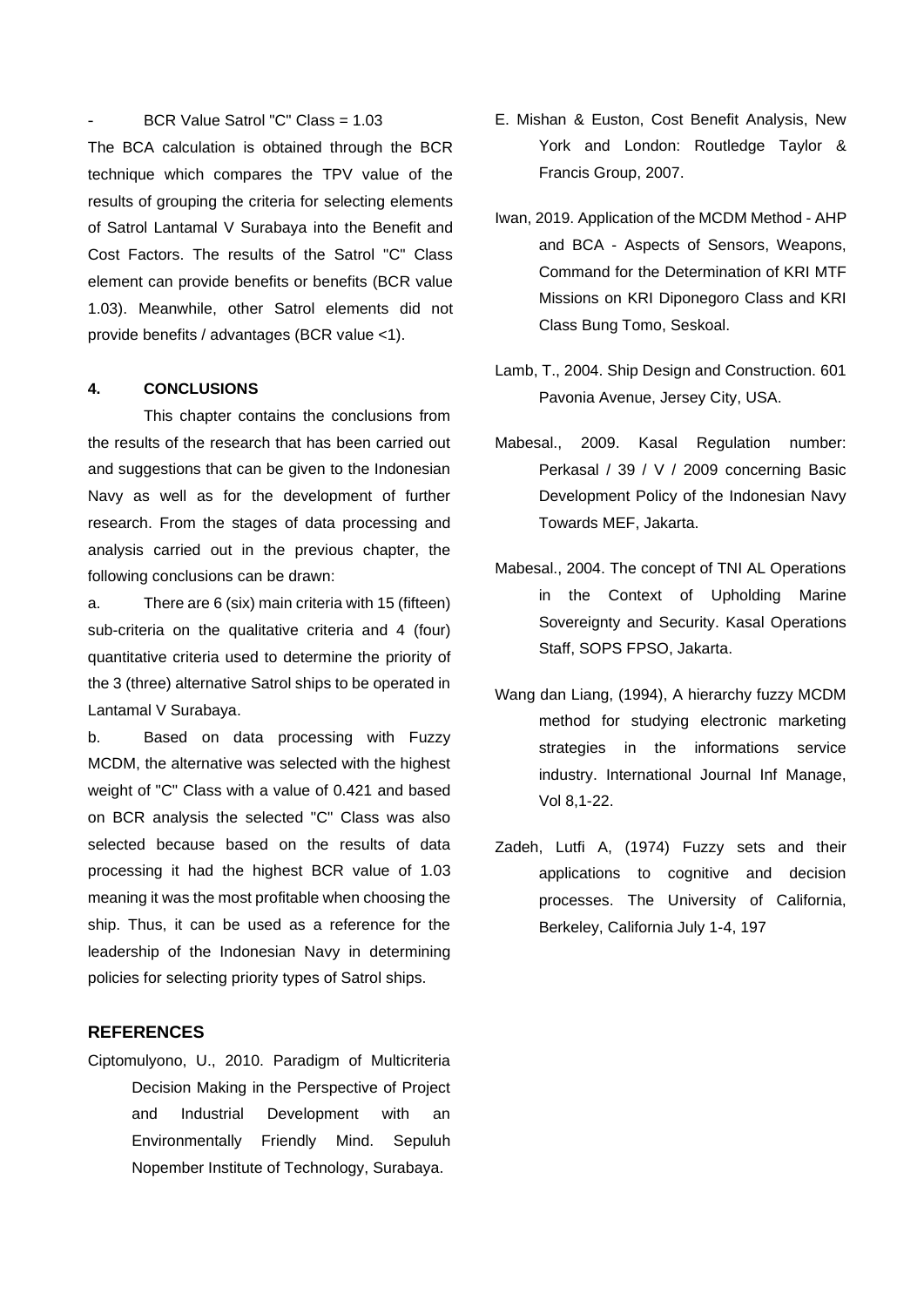- BCR Value Satrol "C" Class = 1.03

The BCA calculation is obtained through the BCR technique which compares the TPV value of the results of grouping the criteria for selecting elements of Satrol Lantamal V Surabaya into the Benefit and Cost Factors. The results of the Satrol "C" Class element can provide benefits or benefits (BCR value 1.03). Meanwhile, other Satrol elements did not provide benefits / advantages (BCR value <1).

## 4. CONCLUSIONS

This chapter contains the conclusions from the results of the research that has been carried out and suggestions that can be given to the Indonesian Navy as well as for the development of further research. From the stages of data processing and analysis carried out in the previous chapter, the following conclusions can be drawn:

a. There are 6 (six) main criteria with 15 (fifteen) sub-criteria on the qualitative criteria and 4 (four) quantitative criteria used to determine the priority of the 3 (three) alternative Satrol ships to be operated in Lantamal V Surabaya.

b. Based on data processing with Fuzzy MCDM, the alternative was selected with the highest weight of "C" Class with a value of 0.421 and based on BCR analysis the selected "C" Class was also selected because based on the results of data processing it had the highest BCR value of 1.03 meaning it was the most profitable when choosing the ship. Thus, it can be used as a reference for the leadership of the Indonesian Navy in determining policies for selecting priority types of Satrol ships.

## REFERENCES

Ciptomulyono, U., 2010. Paradigm of Multicriteria Decision Making in the Perspective of Project and Industrial Development with an Environmentally Friendly Mind. Sepuluh Nopember Institute of Technology, Surabaya.

E. Mishan & Euston, Cost Benefit Analysis, New York and London: Routledge Taylor & Francis Group, 2007.

Iwan, 2019. Application of the MCDM Method - AHP and BCA - Aspects of Sensors, Weapons, Command for the Determination of KRI MTF Missions on KRI Diponegoro Class and KRI Class Bung Tomo, Seskoal.

Lamb, T., 2004. Ship Design and Construction. 601 Pavonia Avenue, Jersey City, USA.

Mabesal., 2009. Kasal Regulation number: Perkasal / 39 / V / 2009 concerning Basic Development Policy of the Indonesian Navy Towards MEF, Jakarta.

Mabesal., 2004. The concept of TNI AL Operations in the Context of Upholding Marine Sovereignty and Security. Kasal Operations Staff, SOPS FPSO, Jakarta.

Wang dan Liang, (1994), A hierarchy fuzzy MCDM method for studying electronic marketing strategies in the informations service industry. International Journal Inf Manage, Vol 8,1-22.

Zadeh, Lutfi A, (1974) Fuzzy sets and their applications to cognitive and decision processes. The University of California, Berkeley, California July 1-4, 197